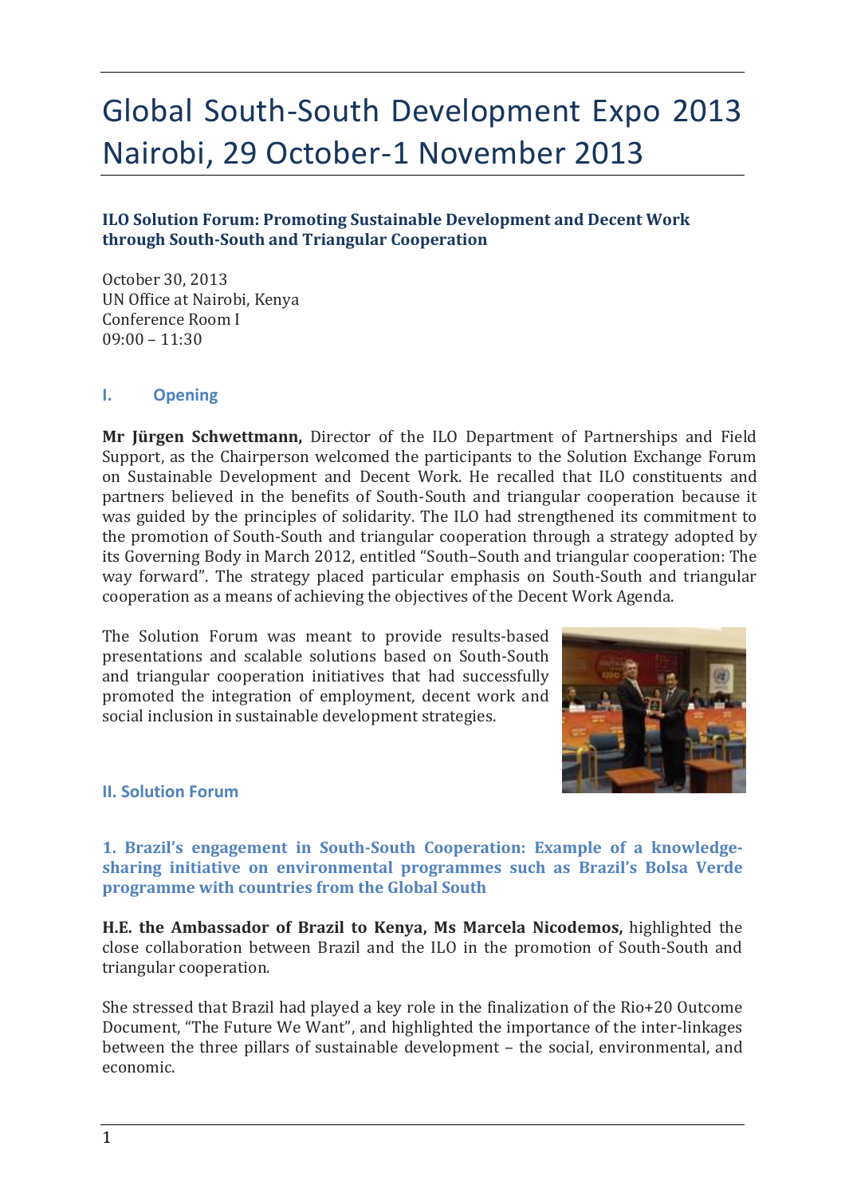# Global South-South Development Expo 2013 Nairobi, 29 October-1 November 2013

**ILO Solution Forum: Promoting Sustainable Development and Decent Work through South-South and Triangular Cooperation**

October 30, 2013
UN Office at Nairobi, Kenya
Conference Room I
09:00 – 11:30

## I. Opening

**Mr Jürgen Schwettmann,** Director of the ILO Department of Partnerships and Field Support, as the Chairperson welcomed the participants to the Solution Exchange Forum on Sustainable Development and Decent Work. He recalled that ILO constituents and partners believed in the benefits of South-South and triangular cooperation because it was guided by the principles of solidarity. The ILO had strengthened its commitment to the promotion of South-South and triangular cooperation through a strategy adopted by its Governing Body in March 2012, entitled "South–South and triangular cooperation: The way forward". The strategy placed particular emphasis on South-South and triangular cooperation as a means of achieving the objectives of the Decent Work Agenda.

The Solution Forum was meant to provide results-based presentations and scalable solutions based on South-South and triangular cooperation initiatives that had successfully promoted the integration of employment, decent work and social inclusion in sustainable development strategies.

## II. Solution Forum

### 1. Brazil's engagement in South-South Cooperation: Example of a knowledge-sharing initiative on environmental programmes such as Brazil's Bolsa Verde programme with countries from the Global South

**H.E. the Ambassador of Brazil to Kenya, Ms Marcela Nicodemos,** highlighted the close collaboration between Brazil and the ILO in the promotion of South-South and triangular cooperation.

She stressed that Brazil had played a key role in the finalization of the Rio+20 Outcome Document, "The Future We Want", and highlighted the importance of the inter-linkages between the three pillars of sustainable development – the social, environmental, and economic.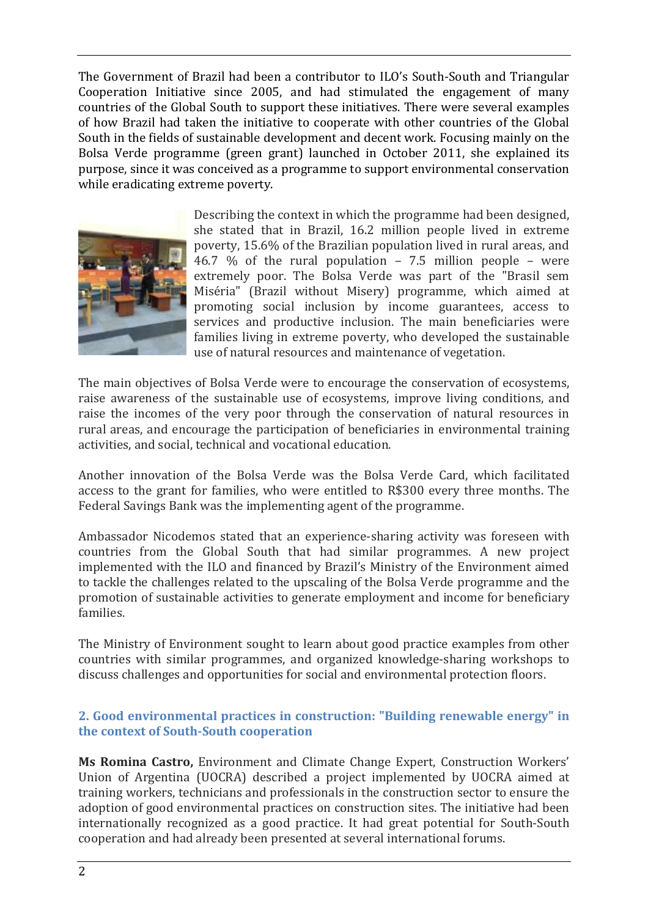The Government of Brazil had been a contributor to ILO's South-South and Triangular Cooperation Initiative since 2005, and had stimulated the engagement of many countries of the Global South to support these initiatives. There were several examples of how Brazil had taken the initiative to cooperate with other countries of the Global South in the fields of sustainable development and decent work. Focusing mainly on the Bolsa Verde programme (green grant) launched in October 2011, she explained its purpose, since it was conceived as a programme to support environmental conservation while eradicating extreme poverty.

Describing the context in which the programme had been designed, she stated that in Brazil, 16.2 million people lived in extreme poverty, 15.6% of the Brazilian population lived in rural areas, and 46.7 % of the rural population – 7.5 million people – were extremely poor. The Bolsa Verde was part of the "Brasil sem Miséria" (Brazil without Misery) programme, which aimed at promoting social inclusion by income guarantees, access to services and productive inclusion. The main beneficiaries were families living in extreme poverty, who developed the sustainable use of natural resources and maintenance of vegetation.

The main objectives of Bolsa Verde were to encourage the conservation of ecosystems, raise awareness of the sustainable use of ecosystems, improve living conditions, and raise the incomes of the very poor through the conservation of natural resources in rural areas, and encourage the participation of beneficiaries in environmental training activities, and social, technical and vocational education.

Another innovation of the Bolsa Verde was the Bolsa Verde Card, which facilitated access to the grant for families, who were entitled to R$300 every three months. The Federal Savings Bank was the implementing agent of the programme.

Ambassador Nicodemos stated that an experience-sharing activity was foreseen with countries from the Global South that had similar programmes. A new project implemented with the ILO and financed by Brazil's Ministry of the Environment aimed to tackle the challenges related to the upscaling of the Bolsa Verde programme and the promotion of sustainable activities to generate employment and income for beneficiary families.

The Ministry of Environment sought to learn about good practice examples from other countries with similar programmes, and organized knowledge-sharing workshops to discuss challenges and opportunities for social and environmental protection floors.

### 2. Good environmental practices in construction: "Building renewable energy" in the context of South-South cooperation

**Ms Romina Castro,** Environment and Climate Change Expert, Construction Workers' Union of Argentina (UOCRA) described a project implemented by UOCRA aimed at training workers, technicians and professionals in the construction sector to ensure the adoption of good environmental practices on construction sites. The initiative had been internationally recognized as a good practice. It had great potential for South-South cooperation and had already been presented at several international forums.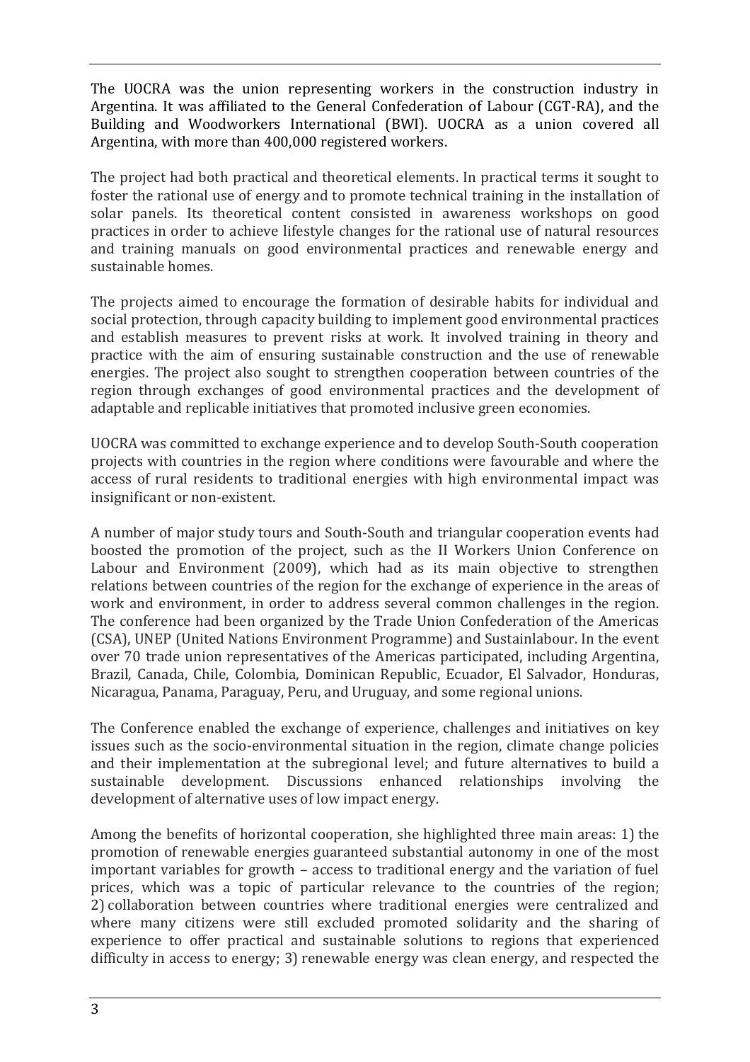The UOCRA was the union representing workers in the construction industry in Argentina. It was affiliated to the General Confederation of Labour (CGT-RA), and the Building and Woodworkers International (BWI). UOCRA as a union covered all Argentina, with more than 400,000 registered workers.

The project had both practical and theoretical elements. In practical terms it sought to foster the rational use of energy and to promote technical training in the installation of solar panels. Its theoretical content consisted in awareness workshops on good practices in order to achieve lifestyle changes for the rational use of natural resources and training manuals on good environmental practices and renewable energy and sustainable homes.

The projects aimed to encourage the formation of desirable habits for individual and social protection, through capacity building to implement good environmental practices and establish measures to prevent risks at work. It involved training in theory and practice with the aim of ensuring sustainable construction and the use of renewable energies. The project also sought to strengthen cooperation between countries of the region through exchanges of good environmental practices and the development of adaptable and replicable initiatives that promoted inclusive green economies.

UOCRA was committed to exchange experience and to develop South-South cooperation projects with countries in the region where conditions were favourable and where the access of rural residents to traditional energies with high environmental impact was insignificant or non-existent.

A number of major study tours and South-South and triangular cooperation events had boosted the promotion of the project, such as the II Workers Union Conference on Labour and Environment (2009), which had as its main objective to strengthen relations between countries of the region for the exchange of experience in the areas of work and environment, in order to address several common challenges in the region. The conference had been organized by the Trade Union Confederation of the Americas (CSA), UNEP (United Nations Environment Programme) and Sustainlabour. In the event over 70 trade union representatives of the Americas participated, including Argentina, Brazil, Canada, Chile, Colombia, Dominican Republic, Ecuador, El Salvador, Honduras, Nicaragua, Panama, Paraguay, Peru, and Uruguay, and some regional unions.

The Conference enabled the exchange of experience, challenges and initiatives on key issues such as the socio-environmental situation in the region, climate change policies and their implementation at the subregional level; and future alternatives to build a sustainable development. Discussions enhanced relationships involving the development of alternative uses of low impact energy.

Among the benefits of horizontal cooperation, she highlighted three main areas: 1) the promotion of renewable energies guaranteed substantial autonomy in one of the most important variables for growth – access to traditional energy and the variation of fuel prices, which was a topic of particular relevance to the countries of the region; 2) collaboration between countries where traditional energies were centralized and where many citizens were still excluded promoted solidarity and the sharing of experience to offer practical and sustainable solutions to regions that experienced difficulty in access to energy; 3) renewable energy was clean energy, and respected the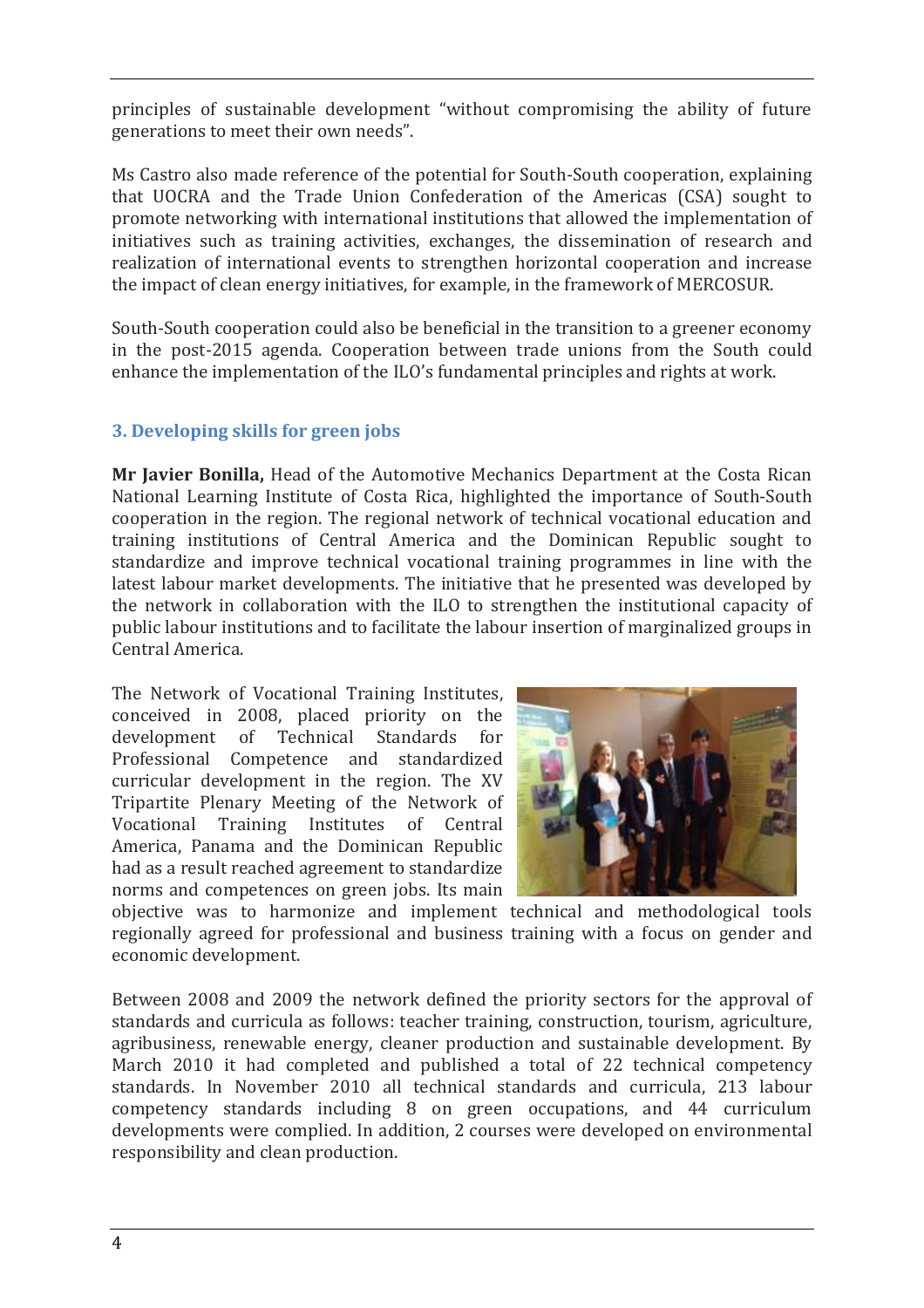principles of sustainable development "without compromising the ability of future generations to meet their own needs".

Ms Castro also made reference of the potential for South-South cooperation, explaining that UOCRA and the Trade Union Confederation of the Americas (CSA) sought to promote networking with international institutions that allowed the implementation of initiatives such as training activities, exchanges, the dissemination of research and realization of international events to strengthen horizontal cooperation and increase the impact of clean energy initiatives, for example, in the framework of MERCOSUR.

South-South cooperation could also be beneficial in the transition to a greener economy in the post-2015 agenda. Cooperation between trade unions from the South could enhance the implementation of the ILO's fundamental principles and rights at work.

## 3. Developing skills for green jobs

**Mr Javier Bonilla,** Head of the Automotive Mechanics Department at the Costa Rican National Learning Institute of Costa Rica, highlighted the importance of South-South cooperation in the region. The regional network of technical vocational education and training institutions of Central America and the Dominican Republic sought to standardize and improve technical vocational training programmes in line with the latest labour market developments. The initiative that he presented was developed by the network in collaboration with the ILO to strengthen the institutional capacity of public labour institutions and to facilitate the labour insertion of marginalized groups in Central America.

The Network of Vocational Training Institutes, conceived in 2008, placed priority on the development of Technical Standards for Professional Competence and standardized curricular development in the region. The XV Tripartite Plenary Meeting of the Network of Vocational Training Institutes of Central America, Panama and the Dominican Republic had as a result reached agreement to standardize norms and competences on green jobs. Its main objective was to harmonize and implement technical and methodological tools regionally agreed for professional and business training with a focus on gender and economic development.

Between 2008 and 2009 the network defined the priority sectors for the approval of standards and curricula as follows: teacher training, construction, tourism, agriculture, agribusiness, renewable energy, cleaner production and sustainable development. By March 2010 it had completed and published a total of 22 technical competency standards. In November 2010 all technical standards and curricula, 213 labour competency standards including 8 on green occupations, and 44 curriculum developments were complied. In addition, 2 courses were developed on environmental responsibility and clean production.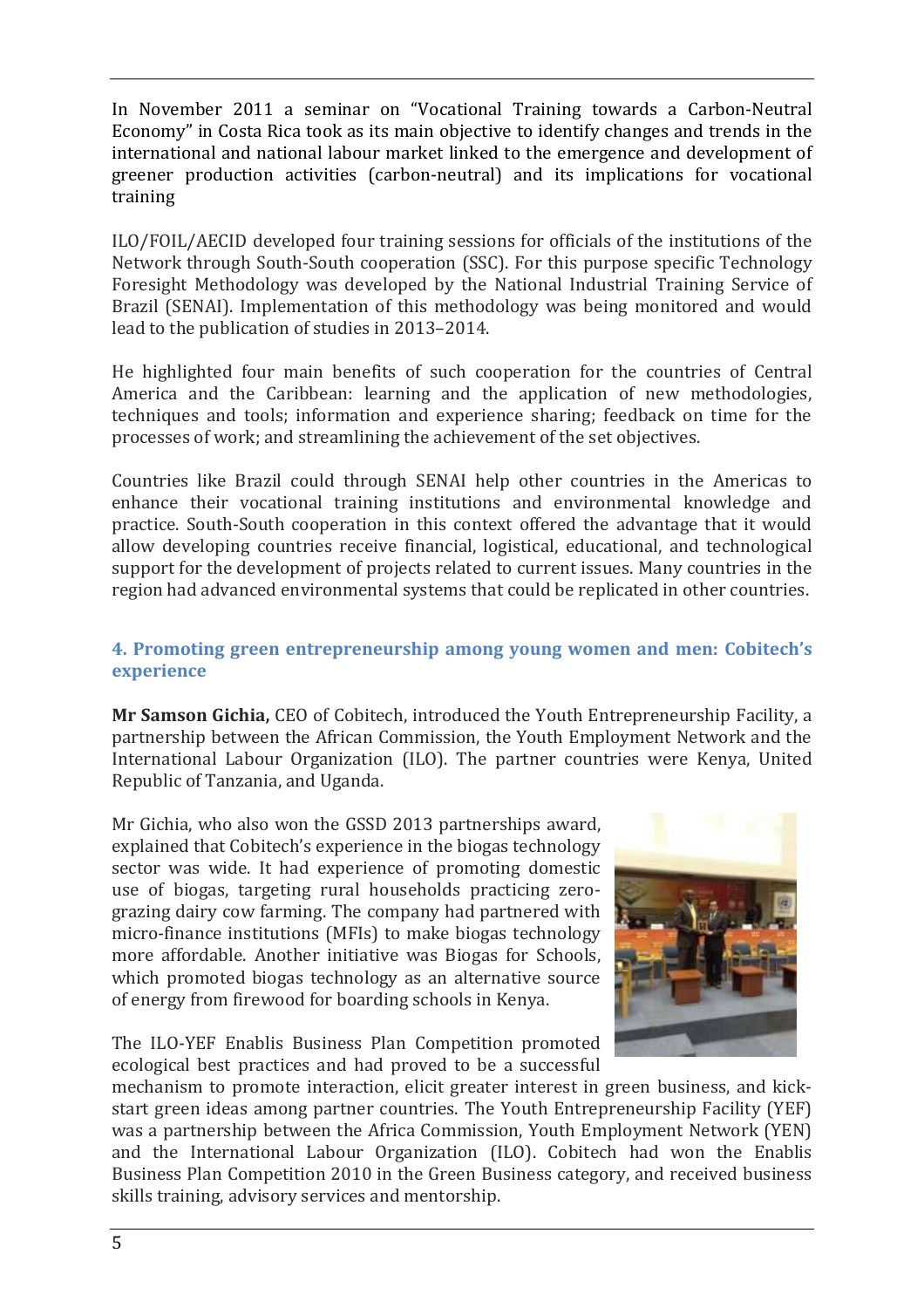In November 2011 a seminar on "Vocational Training towards a Carbon-Neutral Economy" in Costa Rica took as its main objective to identify changes and trends in the international and national labour market linked to the emergence and development of greener production activities (carbon-neutral) and its implications for vocational training

ILO/FOIL/AECID developed four training sessions for officials of the institutions of the Network through South-South cooperation (SSC). For this purpose specific Technology Foresight Methodology was developed by the National Industrial Training Service of Brazil (SENAI). Implementation of this methodology was being monitored and would lead to the publication of studies in 2013–2014.

He highlighted four main benefits of such cooperation for the countries of Central America and the Caribbean: learning and the application of new methodologies, techniques and tools; information and experience sharing; feedback on time for the processes of work; and streamlining the achievement of the set objectives.

Countries like Brazil could through SENAI help other countries in the Americas to enhance their vocational training institutions and environmental knowledge and practice. South-South cooperation in this context offered the advantage that it would allow developing countries receive financial, logistical, educational, and technological support for the development of projects related to current issues. Many countries in the region had advanced environmental systems that could be replicated in other countries.

### 4. Promoting green entrepreneurship among young women and men: Cobitech's experience

**Mr Samson Gichia,** CEO of Cobitech, introduced the Youth Entrepreneurship Facility, a partnership between the African Commission, the Youth Employment Network and the International Labour Organization (ILO). The partner countries were Kenya, United Republic of Tanzania, and Uganda.

Mr Gichia, who also won the GSSD 2013 partnerships award, explained that Cobitech's experience in the biogas technology sector was wide. It had experience of promoting domestic use of biogas, targeting rural households practicing zero-grazing dairy cow farming. The company had partnered with micro-finance institutions (MFIs) to make biogas technology more affordable. Another initiative was Biogas for Schools, which promoted biogas technology as an alternative source of energy from firewood for boarding schools in Kenya.

The ILO-YEF Enablis Business Plan Competition promoted ecological best practices and had proved to be a successful mechanism to promote interaction, elicit greater interest in green business, and kick-start green ideas among partner countries. The Youth Entrepreneurship Facility (YEF) was a partnership between the Africa Commission, Youth Employment Network (YEN) and the International Labour Organization (ILO). Cobitech had won the Enablis Business Plan Competition 2010 in the Green Business category, and received business skills training, advisory services and mentorship.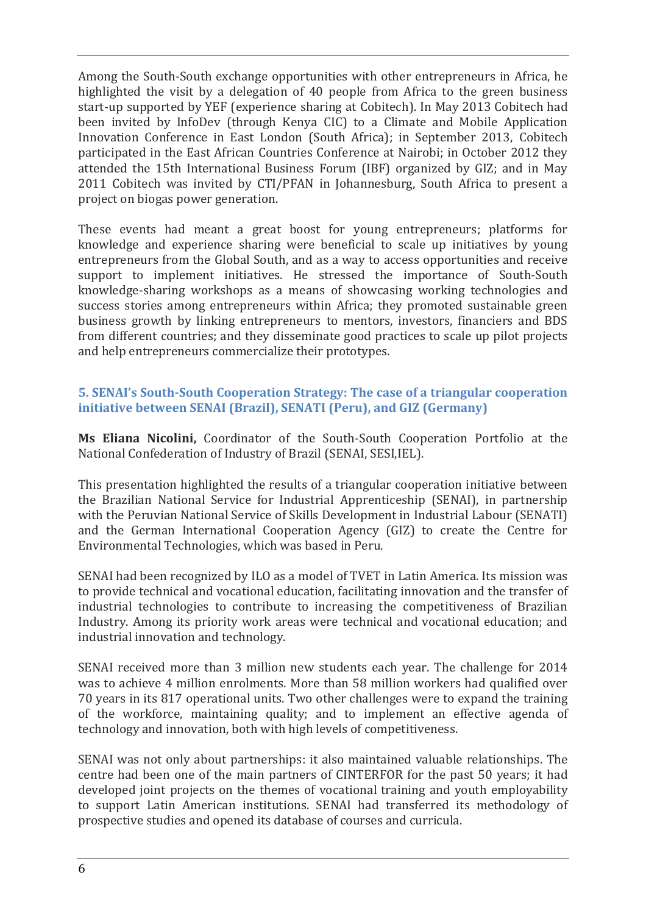Among the South-South exchange opportunities with other entrepreneurs in Africa, he highlighted the visit by a delegation of 40 people from Africa to the green business start-up supported by YEF (experience sharing at Cobitech). In May 2013 Cobitech had been invited by InfoDev (through Kenya CIC) to a Climate and Mobile Application Innovation Conference in East London (South Africa); in September 2013, Cobitech participated in the East African Countries Conference at Nairobi; in October 2012 they attended the 15th International Business Forum (IBF) organized by GIZ; and in May 2011 Cobitech was invited by CTI/PFAN in Johannesburg, South Africa to present a project on biogas power generation.

These events had meant a great boost for young entrepreneurs; platforms for knowledge and experience sharing were beneficial to scale up initiatives by young entrepreneurs from the Global South, and as a way to access opportunities and receive support to implement initiatives. He stressed the importance of South-South knowledge-sharing workshops as a means of showcasing working technologies and success stories among entrepreneurs within Africa; they promoted sustainable green business growth by linking entrepreneurs to mentors, investors, financiers and BDS from different countries; and they disseminate good practices to scale up pilot projects and help entrepreneurs commercialize their prototypes.

### 5. SENAI's South-South Cooperation Strategy: The case of a triangular cooperation initiative between SENAI (Brazil), SENATI (Peru), and GIZ (Germany)

**Ms Eliana Nicolini,** Coordinator of the South-South Cooperation Portfolio at the National Confederation of Industry of Brazil (SENAI, SESI,IEL).

This presentation highlighted the results of a triangular cooperation initiative between the Brazilian National Service for Industrial Apprenticeship (SENAI), in partnership with the Peruvian National Service of Skills Development in Industrial Labour (SENATI) and the German International Cooperation Agency (GIZ) to create the Centre for Environmental Technologies, which was based in Peru.

SENAI had been recognized by ILO as a model of TVET in Latin America. Its mission was to provide technical and vocational education, facilitating innovation and the transfer of industrial technologies to contribute to increasing the competitiveness of Brazilian Industry. Among its priority work areas were technical and vocational education; and industrial innovation and technology.

SENAI received more than 3 million new students each year. The challenge for 2014 was to achieve 4 million enrolments. More than 58 million workers had qualified over 70 years in its 817 operational units. Two other challenges were to expand the training of the workforce, maintaining quality; and to implement an effective agenda of technology and innovation, both with high levels of competitiveness.

SENAI was not only about partnerships: it also maintained valuable relationships. The centre had been one of the main partners of CINTERFOR for the past 50 years; it had developed joint projects on the themes of vocational training and youth employability to support Latin American institutions. SENAI had transferred its methodology of prospective studies and opened its database of courses and curricula.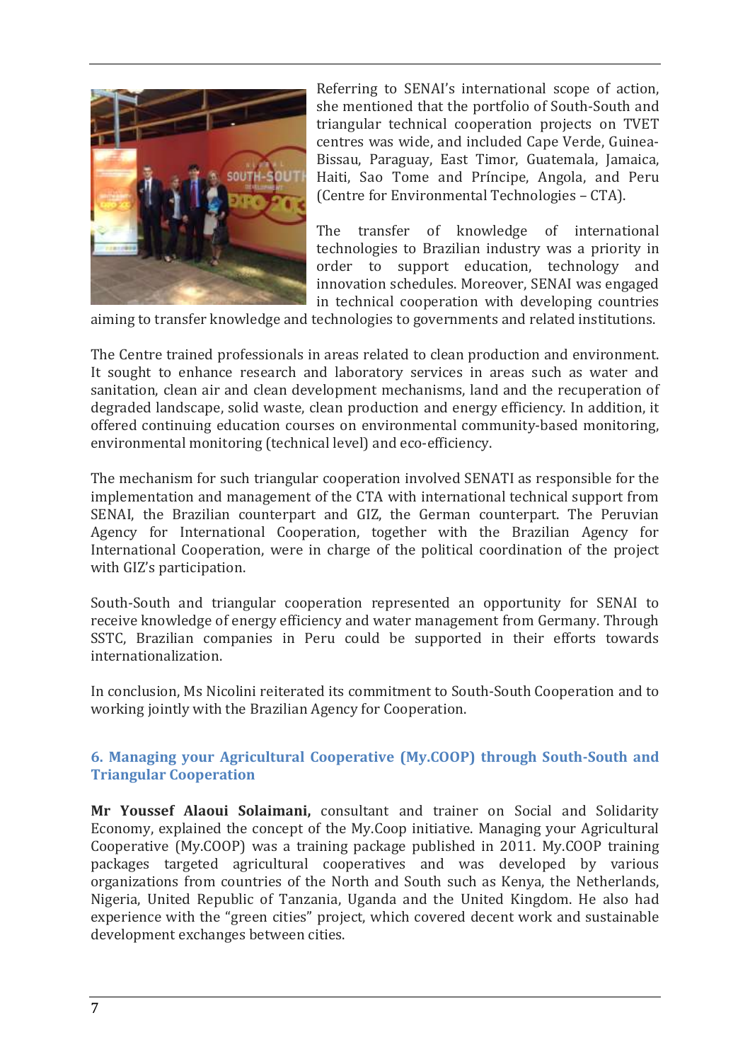Referring to SENAI's international scope of action, she mentioned that the portfolio of South-South and triangular technical cooperation projects on TVET centres was wide, and included Cape Verde, Guinea-Bissau, Paraguay, East Timor, Guatemala, Jamaica, Haiti, Sao Tome and Príncipe, Angola, and Peru (Centre for Environmental Technologies – CTA).

The transfer of knowledge of international technologies to Brazilian industry was a priority in order to support education, technology and innovation schedules. Moreover, SENAI was engaged in technical cooperation with developing countries aiming to transfer knowledge and technologies to governments and related institutions.

The Centre trained professionals in areas related to clean production and environment. It sought to enhance research and laboratory services in areas such as water and sanitation, clean air and clean development mechanisms, land and the recuperation of degraded landscape, solid waste, clean production and energy efficiency. In addition, it offered continuing education courses on environmental community-based monitoring, environmental monitoring (technical level) and eco-efficiency.

The mechanism for such triangular cooperation involved SENATI as responsible for the implementation and management of the CTA with international technical support from SENAI, the Brazilian counterpart and GIZ, the German counterpart. The Peruvian Agency for International Cooperation, together with the Brazilian Agency for International Cooperation, were in charge of the political coordination of the project with GIZ's participation.

South-South and triangular cooperation represented an opportunity for SENAI to receive knowledge of energy efficiency and water management from Germany. Through SSTC, Brazilian companies in Peru could be supported in their efforts towards internationalization.

In conclusion, Ms Nicolini reiterated its commitment to South-South Cooperation and to working jointly with the Brazilian Agency for Cooperation.

### 6. Managing your Agricultural Cooperative (My.COOP) through South-South and Triangular Cooperation

**Mr Youssef Alaoui Solaimani,** consultant and trainer on Social and Solidarity Economy, explained the concept of the My.Coop initiative. Managing your Agricultural Cooperative (My.COOP) was a training package published in 2011. My.COOP training packages targeted agricultural cooperatives and was developed by various organizations from countries of the North and South such as Kenya, the Netherlands, Nigeria, United Republic of Tanzania, Uganda and the United Kingdom. He also had experience with the "green cities" project, which covered decent work and sustainable development exchanges between cities.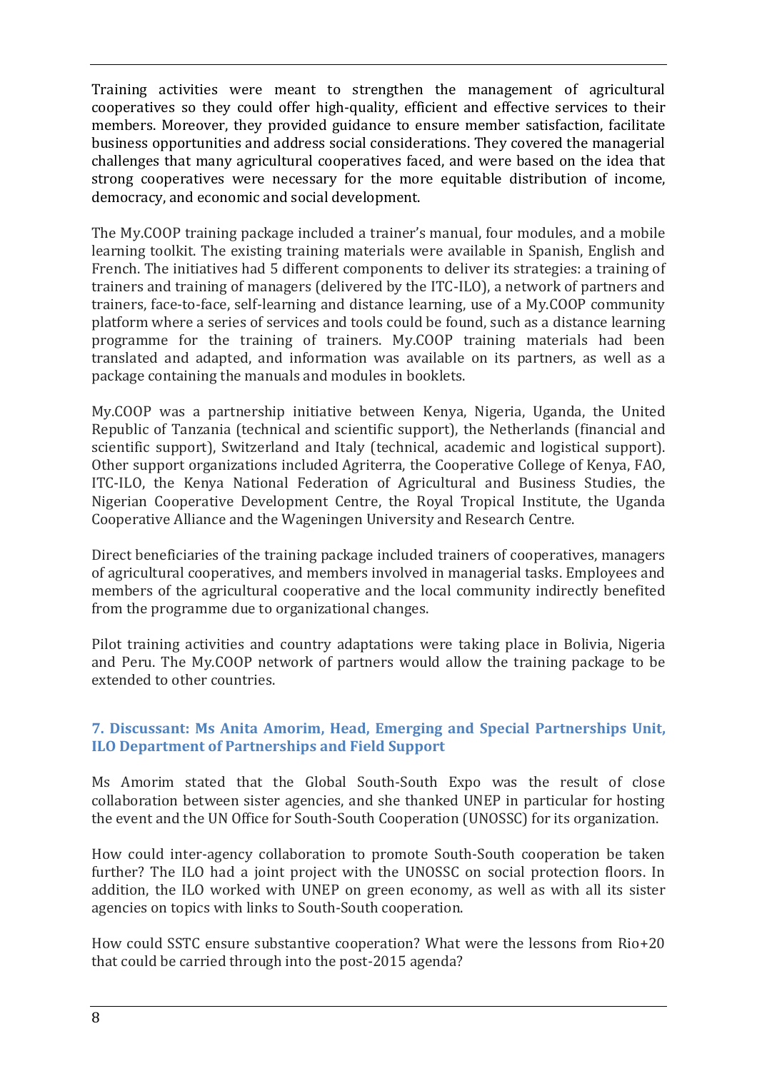Training activities were meant to strengthen the management of agricultural cooperatives so they could offer high-quality, efficient and effective services to their members. Moreover, they provided guidance to ensure member satisfaction, facilitate business opportunities and address social considerations. They covered the managerial challenges that many agricultural cooperatives faced, and were based on the idea that strong cooperatives were necessary for the more equitable distribution of income, democracy, and economic and social development.

The My.COOP training package included a trainer's manual, four modules, and a mobile learning toolkit. The existing training materials were available in Spanish, English and French. The initiatives had 5 different components to deliver its strategies: a training of trainers and training of managers (delivered by the ITC-ILO), a network of partners and trainers, face-to-face, self-learning and distance learning, use of a My.COOP community platform where a series of services and tools could be found, such as a distance learning programme for the training of trainers. My.COOP training materials had been translated and adapted, and information was available on its partners, as well as a package containing the manuals and modules in booklets.

My.COOP was a partnership initiative between Kenya, Nigeria, Uganda, the United Republic of Tanzania (technical and scientific support), the Netherlands (financial and scientific support), Switzerland and Italy (technical, academic and logistical support). Other support organizations included Agriterra, the Cooperative College of Kenya, FAO, ITC-ILO, the Kenya National Federation of Agricultural and Business Studies, the Nigerian Cooperative Development Centre, the Royal Tropical Institute, the Uganda Cooperative Alliance and the Wageningen University and Research Centre.

Direct beneficiaries of the training package included trainers of cooperatives, managers of agricultural cooperatives, and members involved in managerial tasks. Employees and members of the agricultural cooperative and the local community indirectly benefited from the programme due to organizational changes.

Pilot training activities and country adaptations were taking place in Bolivia, Nigeria and Peru. The My.COOP network of partners would allow the training package to be extended to other countries.

### 7. Discussant: Ms Anita Amorim, Head, Emerging and Special Partnerships Unit, ILO Department of Partnerships and Field Support

Ms Amorim stated that the Global South-South Expo was the result of close collaboration between sister agencies, and she thanked UNEP in particular for hosting the event and the UN Office for South-South Cooperation (UNOSSC) for its organization.

How could inter-agency collaboration to promote South-South cooperation be taken further? The ILO had a joint project with the UNOSSC on social protection floors. In addition, the ILO worked with UNEP on green economy, as well as with all its sister agencies on topics with links to South-South cooperation.

How could SSTC ensure substantive cooperation? What were the lessons from Rio+20 that could be carried through into the post-2015 agenda?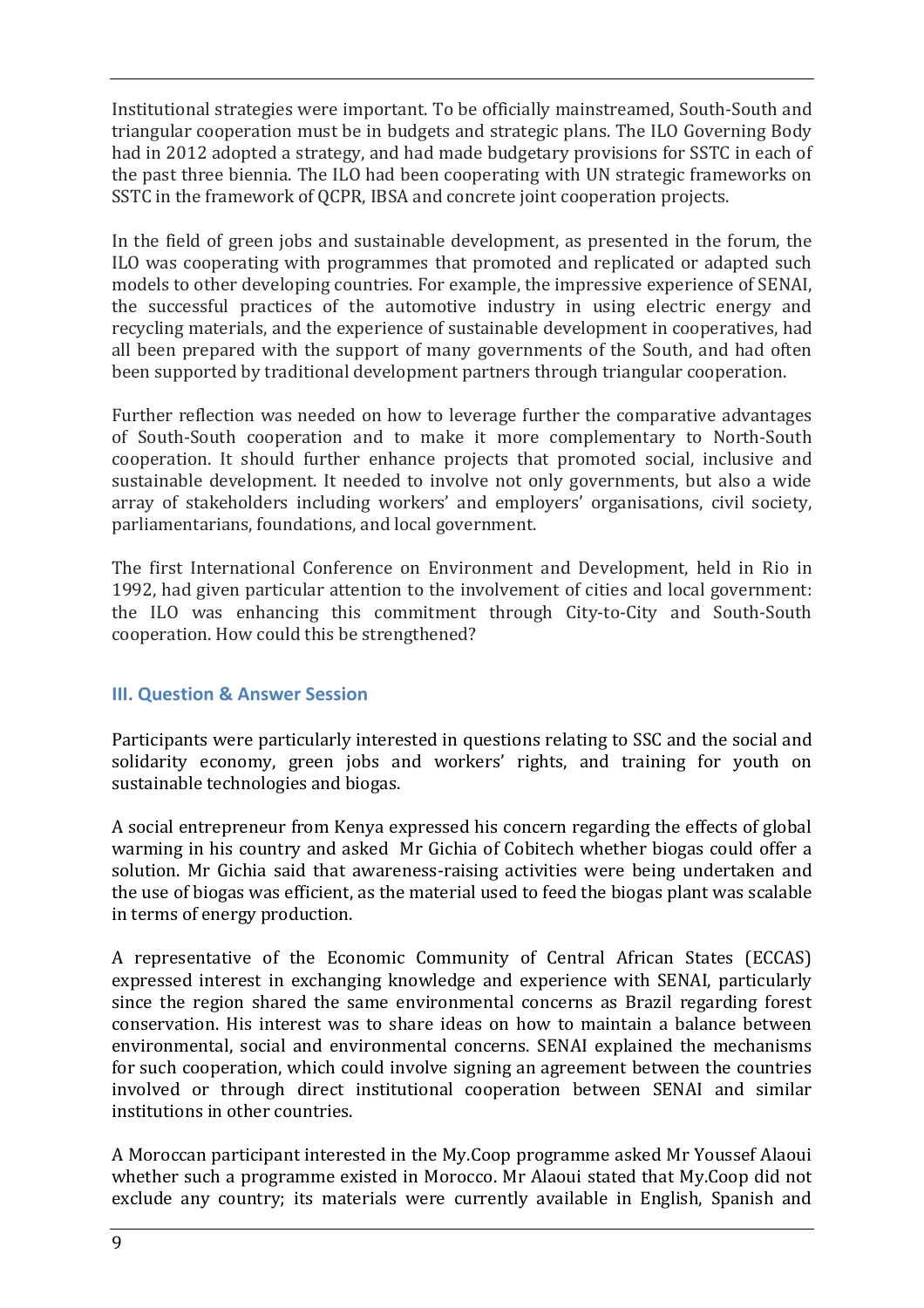Institutional strategies were important. To be officially mainstreamed, South-South and triangular cooperation must be in budgets and strategic plans. The ILO Governing Body had in 2012 adopted a strategy, and had made budgetary provisions for SSTC in each of the past three biennia. The ILO had been cooperating with UN strategic frameworks on SSTC in the framework of QCPR, IBSA and concrete joint cooperation projects.

In the field of green jobs and sustainable development, as presented in the forum, the ILO was cooperating with programmes that promoted and replicated or adapted such models to other developing countries. For example, the impressive experience of SENAI, the successful practices of the automotive industry in using electric energy and recycling materials, and the experience of sustainable development in cooperatives, had all been prepared with the support of many governments of the South, and had often been supported by traditional development partners through triangular cooperation.

Further reflection was needed on how to leverage further the comparative advantages of South-South cooperation and to make it more complementary to North-South cooperation. It should further enhance projects that promoted social, inclusive and sustainable development. It needed to involve not only governments, but also a wide array of stakeholders including workers' and employers' organisations, civil society, parliamentarians, foundations, and local government.

The first International Conference on Environment and Development, held in Rio in 1992, had given particular attention to the involvement of cities and local government: the ILO was enhancing this commitment through City-to-City and South-South cooperation. How could this be strengthened?

## III. Question & Answer Session

Participants were particularly interested in questions relating to SSC and the social and solidarity economy, green jobs and workers' rights, and training for youth on sustainable technologies and biogas.

A social entrepreneur from Kenya expressed his concern regarding the effects of global warming in his country and asked Mr Gichia of Cobitech whether biogas could offer a solution. Mr Gichia said that awareness-raising activities were being undertaken and the use of biogas was efficient, as the material used to feed the biogas plant was scalable in terms of energy production.

A representative of the Economic Community of Central African States (ECCAS) expressed interest in exchanging knowledge and experience with SENAI, particularly since the region shared the same environmental concerns as Brazil regarding forest conservation. His interest was to share ideas on how to maintain a balance between environmental, social and environmental concerns. SENAI explained the mechanisms for such cooperation, which could involve signing an agreement between the countries involved or through direct institutional cooperation between SENAI and similar institutions in other countries.

A Moroccan participant interested in the My.Coop programme asked Mr Youssef Alaoui whether such a programme existed in Morocco. Mr Alaoui stated that My.Coop did not exclude any country; its materials were currently available in English, Spanish and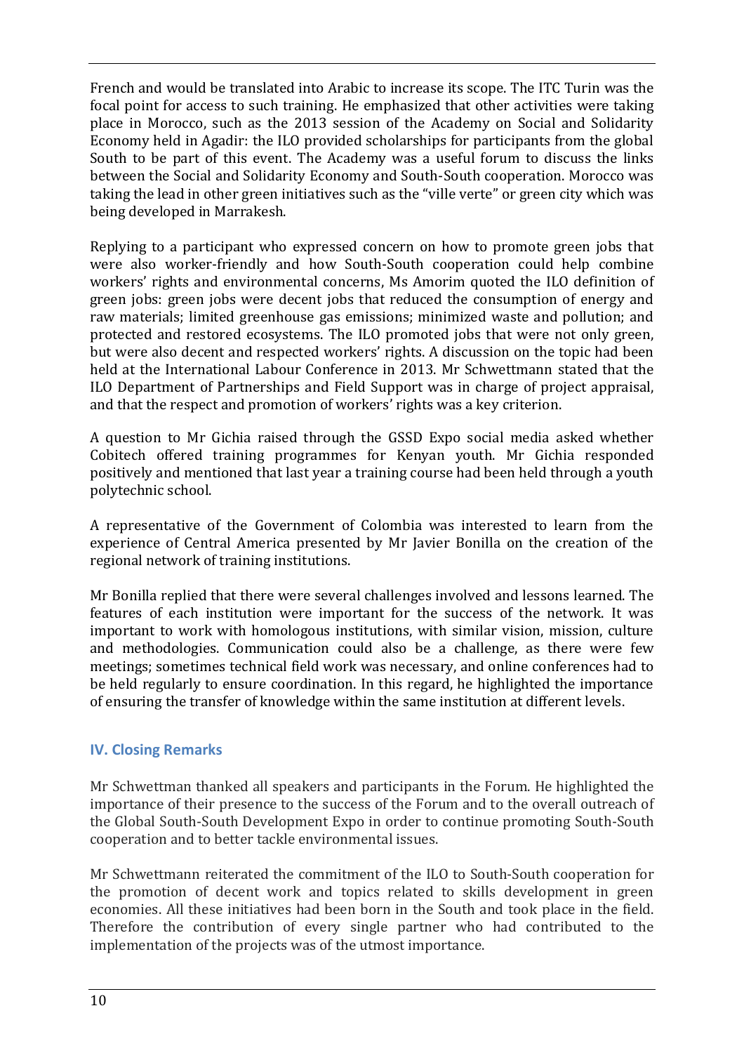French and would be translated into Arabic to increase its scope. The ITC Turin was the focal point for access to such training. He emphasized that other activities were taking place in Morocco, such as the 2013 session of the Academy on Social and Solidarity Economy held in Agadir: the ILO provided scholarships for participants from the global South to be part of this event. The Academy was a useful forum to discuss the links between the Social and Solidarity Economy and South-South cooperation. Morocco was taking the lead in other green initiatives such as the "ville verte" or green city which was being developed in Marrakesh.

Replying to a participant who expressed concern on how to promote green jobs that were also worker-friendly and how South-South cooperation could help combine workers' rights and environmental concerns, Ms Amorim quoted the ILO definition of green jobs: green jobs were decent jobs that reduced the consumption of energy and raw materials; limited greenhouse gas emissions; minimized waste and pollution; and protected and restored ecosystems. The ILO promoted jobs that were not only green, but were also decent and respected workers' rights. A discussion on the topic had been held at the International Labour Conference in 2013. Mr Schwettmann stated that the ILO Department of Partnerships and Field Support was in charge of project appraisal, and that the respect and promotion of workers' rights was a key criterion.

A question to Mr Gichia raised through the GSSD Expo social media asked whether Cobitech offered training programmes for Kenyan youth. Mr Gichia responded positively and mentioned that last year a training course had been held through a youth polytechnic school.

A representative of the Government of Colombia was interested to learn from the experience of Central America presented by Mr Javier Bonilla on the creation of the regional network of training institutions.

Mr Bonilla replied that there were several challenges involved and lessons learned. The features of each institution were important for the success of the network. It was important to work with homologous institutions, with similar vision, mission, culture and methodologies. Communication could also be a challenge, as there were few meetings; sometimes technical field work was necessary, and online conferences had to be held regularly to ensure coordination. In this regard, he highlighted the importance of ensuring the transfer of knowledge within the same institution at different levels.

## IV. Closing Remarks

Mr Schwettman thanked all speakers and participants in the Forum. He highlighted the importance of their presence to the success of the Forum and to the overall outreach of the Global South-South Development Expo in order to continue promoting South-South cooperation and to better tackle environmental issues.

Mr Schwettmann reiterated the commitment of the ILO to South-South cooperation for the promotion of decent work and topics related to skills development in green economies. All these initiatives had been born in the South and took place in the field. Therefore the contribution of every single partner who had contributed to the implementation of the projects was of the utmost importance.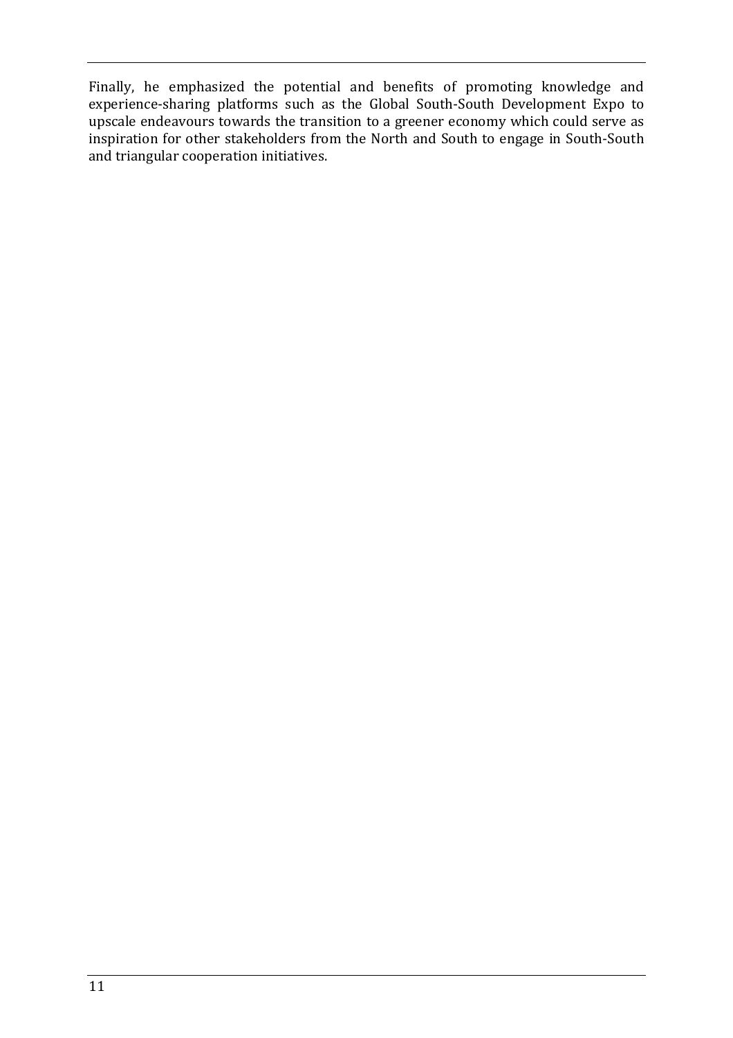Finally, he emphasized the potential and benefits of promoting knowledge and experience-sharing platforms such as the Global South-South Development Expo to upscale endeavours towards the transition to a greener economy which could serve as inspiration for other stakeholders from the North and South to engage in South-South and triangular cooperation initiatives.